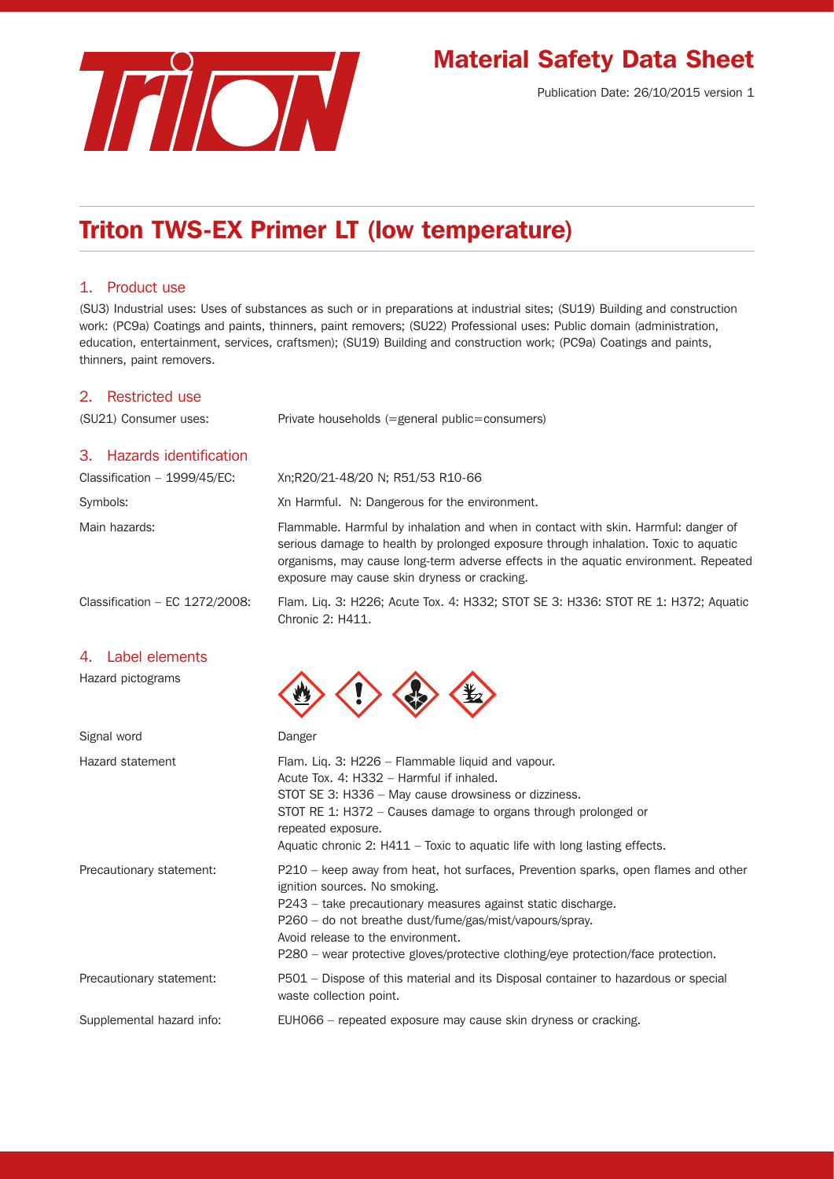# Material Safety Data Sheet

Publication Date: 26/10/2015 version 1

# Triton TWS-EX Primer LT (low temperature)

## 1. Product use

(SU3) Industrial uses: Uses of substances as such or in preparations at industrial sites; (SU19) Building and construction work: (PC9a) Coatings and paints, thinners, paint removers; (SU22) Professional uses: Public domain (administration, education, entertainment, services, craftsmen); (SU19) Building and construction work; (PC9a) Coatings and paints, thinners, paint removers.

## 2. Restricted use

| | |
|---|---|
| (SU21) Consumer uses: | Private households (=general public=consumers) |

## 3. Hazards identification

| | |
|---|---|
| Classification – 1999/45/EC: | Xn;R20/21-48/20 N; R51/53 R10-66 |
| Symbols: | Xn Harmful. N: Dangerous for the environment. |
| Main hazards: | Flammable. Harmful by inhalation and when in contact with skin. Harmful: danger of serious damage to health by prolonged exposure through inhalation. Toxic to aquatic organisms, may cause long-term adverse effects in the aquatic environment. Repeated exposure may cause skin dryness or cracking. |
| Classification – EC 1272/2008: | Flam. Liq. 3: H226; Acute Tox. 4: H332; STOT SE 3: H336: STOT RE 1: H372; Aquatic Chronic 2: H411. |

## 4. Label elements

| | |
|---|---|
| Hazard pictograms | |
| Signal word | Danger |
| Hazard statement | Flam. Liq. 3: H226 – Flammable liquid and vapour.<br>Acute Tox. 4: H332 – Harmful if inhaled.<br>STOT SE 3: H336 – May cause drowsiness or dizziness.<br>STOT RE 1: H372 – Causes damage to organs through prolonged or repeated exposure.<br>Aquatic chronic 2: H411 – Toxic to aquatic life with long lasting effects. |
| Precautionary statement: | P210 – keep away from heat, hot surfaces, Prevention sparks, open flames and other ignition sources. No smoking.<br>P243 – take precautionary measures against static discharge.<br>P260 – do not breathe dust/fume/gas/mist/vapours/spray.<br>Avoid release to the environment.<br>P280 – wear protective gloves/protective clothing/eye protection/face protection. |
| Precautionary statement: | P501 – Dispose of this material and its Disposal container to hazardous or special waste collection point. |
| Supplemental hazard info: | EUH066 – repeated exposure may cause skin dryness or cracking. |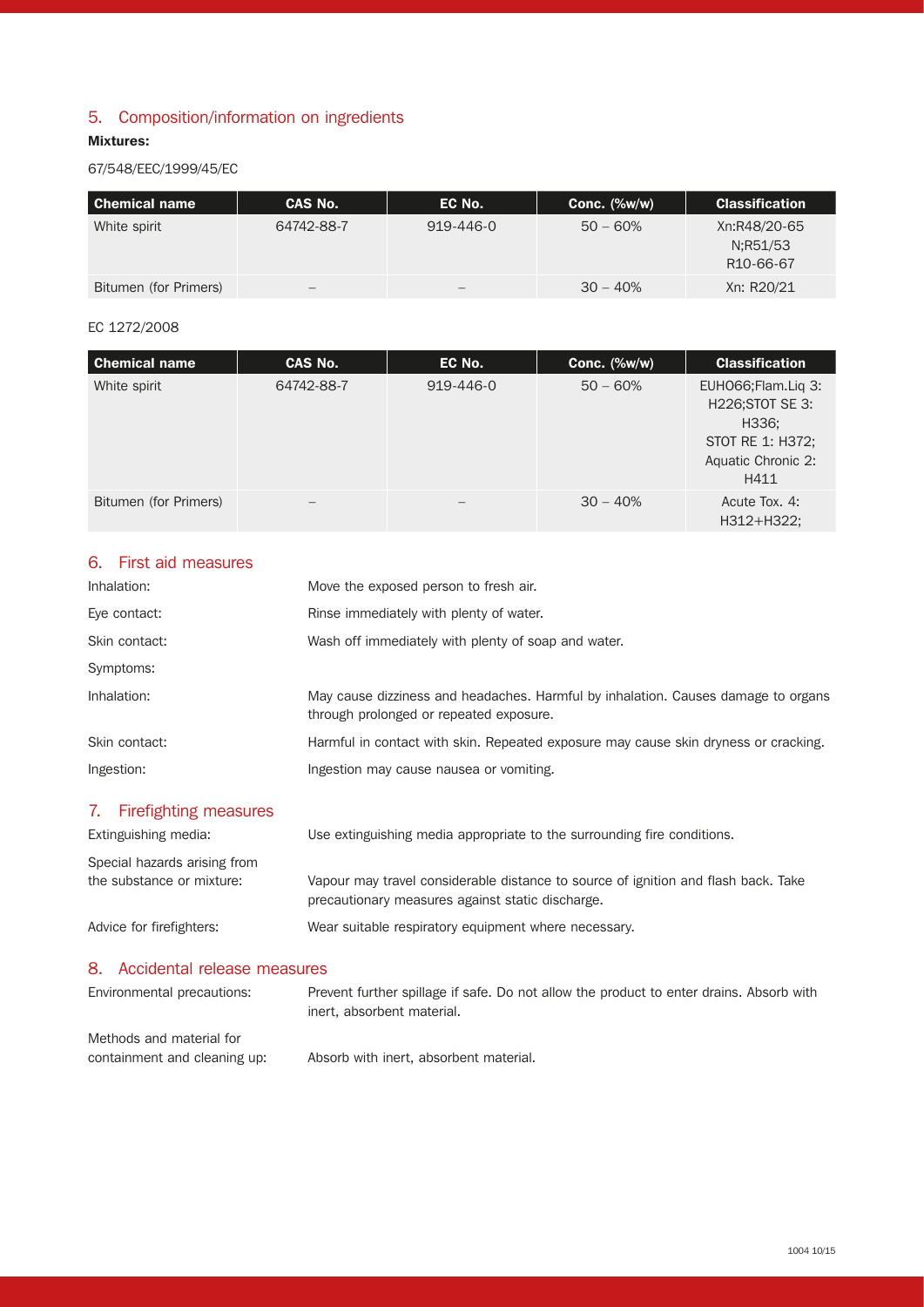## 5. Composition/information on ingredients

**Mixtures:**

67/548/EEC/1999/45/EC

| Chemical name | CAS No. | EC No. | Conc. (%w/w) | Classification |
|---|---|---|---|---|
| White spirit | 64742-88-7 | 919-446-0 | 50 – 60% | Xn:R48/20-65 N;R51/53 R10-66-67 |
| Bitumen (for Primers) | – | – | 30 – 40% | Xn: R20/21 |

EC 1272/2008

| Chemical name | CAS No. | EC No. | Conc. (%w/w) | Classification |
|---|---|---|---|---|
| White spirit | 64742-88-7 | 919-446-0 | 50 – 60% | EUH066;Flam.Liq 3: H226;STOT SE 3: H336; STOT RE 1: H372; Aquatic Chronic 2: H411 |
| Bitumen (for Primers) | – | – | 30 – 40% | Acute Tox. 4: H312+H322; |

## 6. First aid measures

Inhalation: Move the exposed person to fresh air.

Eye contact: Rinse immediately with plenty of water.

Skin contact: Wash off immediately with plenty of soap and water.

Symptoms:

Inhalation: May cause dizziness and headaches. Harmful by inhalation. Causes damage to organs through prolonged or repeated exposure.

Skin contact: Harmful in contact with skin. Repeated exposure may cause skin dryness or cracking.

Ingestion: Ingestion may cause nausea or vomiting.

## 7. Firefighting measures

Extinguishing media: Use extinguishing media appropriate to the surrounding fire conditions.

Special hazards arising from the substance or mixture: Vapour may travel considerable distance to source of ignition and flash back. Take precautionary measures against static discharge.

Advice for firefighters: Wear suitable respiratory equipment where necessary.

## 8. Accidental release measures

Environmental precautions: Prevent further spillage if safe. Do not allow the product to enter drains. Absorb with inert, absorbent material.

Methods and material for containment and cleaning up: Absorb with inert, absorbent material.

1004 10/15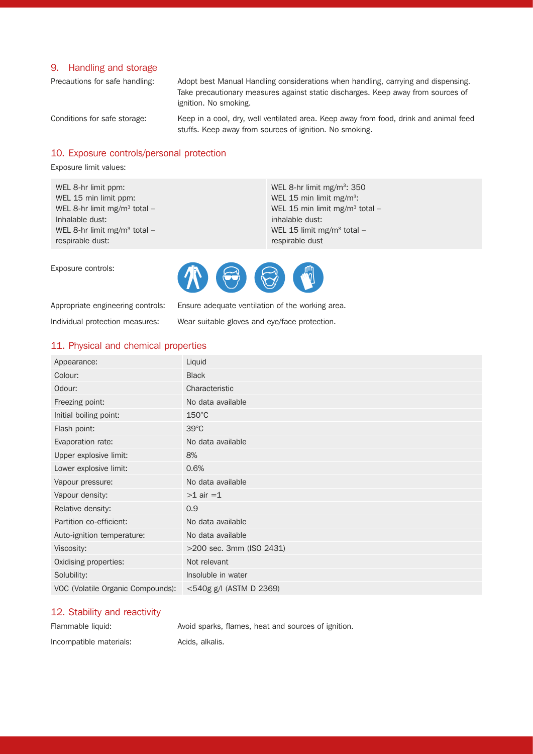## 9. Handling and storage

| | |
|---|---|
| Precautions for safe handling: | Adopt best Manual Handling considerations when handling, carrying and dispensing. Take precautionary measures against static discharges. Keep away from sources of ignition. No smoking. |
| Conditions for safe storage: | Keep in a cool, dry, well ventilated area. Keep away from food, drink and animal feed stuffs. Keep away from sources of ignition. No smoking. |

## 10. Exposure controls/personal protection

Exposure limit values:

| | |
|---|---|
| WEL 8-hr limit ppm: | WEL 8-hr limit mg/m³: 350 |
| WEL 15 min limit ppm: | WEL 15 min limit mg/m³: |
| WEL 8-hr limit mg/m³ total – Inhalable dust: | WEL 15 min limit mg/m³ total – inhalable dust: |
| WEL 8-hr limit mg/m³ total – respirable dust: | WEL 15 limit mg/m³ total – respirable dust |

Exposure controls:

| | |
|---|---|
| Appropriate engineering controls: | Ensure adequate ventilation of the working area. |
| Individual protection measures: | Wear suitable gloves and eye/face protection. |

## 11. Physical and chemical properties

| Property | Value |
|---|---|
| Appearance: | Liquid |
| Colour: | Black |
| Odour: | Characteristic |
| Freezing point: | No data available |
| Initial boiling point: | 150°C |
| Flash point: | 39°C |
| Evaporation rate: | No data available |
| Upper explosive limit: | 8% |
| Lower explosive limit: | 0.6% |
| Vapour pressure: | No data available |
| Vapour density: | >1 air =1 |
| Relative density: | 0.9 |
| Partition co-efficient: | No data available |
| Auto-ignition temperature: | No data available |
| Viscosity: | >200 sec. 3mm (ISO 2431) |
| Oxidising properties: | Not relevant |
| Solubility: | Insoluble in water |
| VOC (Volatile Organic Compounds): | <540g g/l (ASTM D 2369) |

## 12. Stability and reactivity

| | |
|---|---|
| Flammable liquid: | Avoid sparks, flames, heat and sources of ignition. |
| Incompatible materials: | Acids, alkalis. |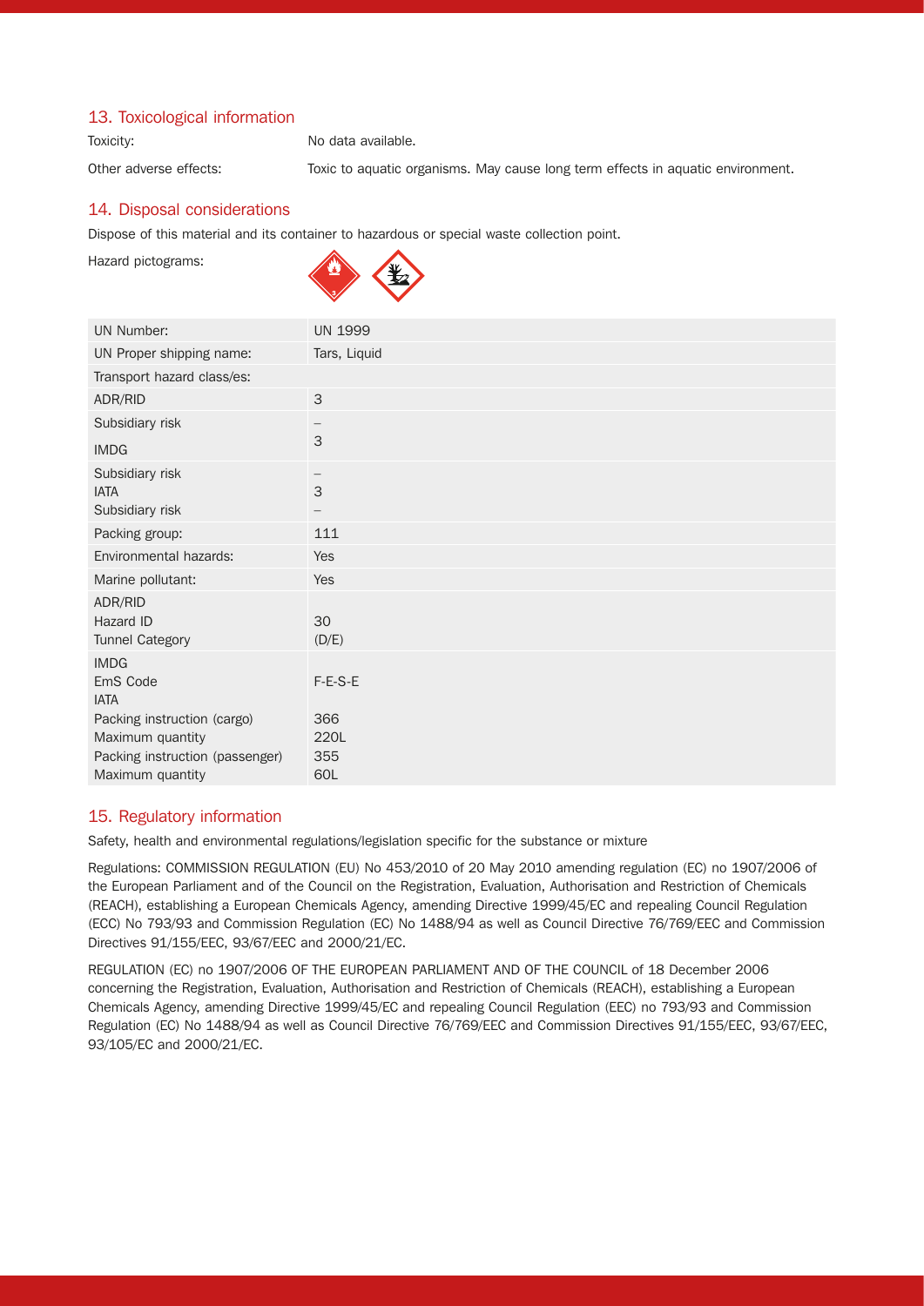## 13. Toxicological information

Toxicity: No data available.

Other adverse effects: Toxic to aquatic organisms. May cause long term effects in aquatic environment.

## 14. Disposal considerations

Dispose of this material and its container to hazardous or special waste collection point.

Hazard pictograms:

| UN Number: | UN 1999 |
|---|---|
| UN Proper shipping name: | Tars, Liquid |
| Transport hazard class/es: | |
| ADR/RID | 3 |
| Subsidiary risk<br>IMDG | –<br>3 |
| Subsidiary risk<br>IATA<br>Subsidiary risk | –<br>3<br>– |
| Packing group: | 111 |
| Environmental hazards: | Yes |
| Marine pollutant: | Yes |
| ADR/RID<br>Hazard ID<br>Tunnel Category | <br>30<br>(D/E) |
| IMDG<br>EmS Code<br>IATA<br>Packing instruction (cargo)<br>Maximum quantity<br>Packing instruction (passenger)<br>Maximum quantity | <br>F-E-S-E<br><br>366<br>220L<br>355<br>60L |

## 15. Regulatory information

Safety, health and environmental regulations/legislation specific for the substance or mixture

Regulations: COMMISSION REGULATION (EU) No 453/2010 of 20 May 2010 amending regulation (EC) no 1907/2006 of the European Parliament and of the Council on the Registration, Evaluation, Authorisation and Restriction of Chemicals (REACH), establishing a European Chemicals Agency, amending Directive 1999/45/EC and repealing Council Regulation (ECC) No 793/93 and Commission Regulation (EC) No 1488/94 as well as Council Directive 76/769/EEC and Commission Directives 91/155/EEC, 93/67/EEC and 2000/21/EC.

REGULATION (EC) no 1907/2006 OF THE EUROPEAN PARLIAMENT AND OF THE COUNCIL of 18 December 2006 concerning the Registration, Evaluation, Authorisation and Restriction of Chemicals (REACH), establishing a European Chemicals Agency, amending Directive 1999/45/EC and repealing Council Regulation (EEC) no 793/93 and Commission Regulation (EC) No 1488/94 as well as Council Directive 76/769/EEC and Commission Directives 91/155/EEC, 93/67/EEC, 93/105/EC and 2000/21/EC.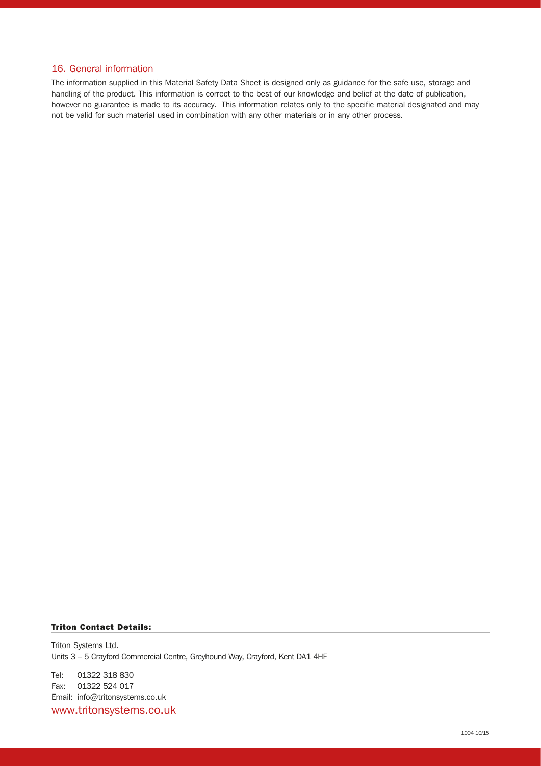## 16. General information

The information supplied in this Material Safety Data Sheet is designed only as guidance for the safe use, storage and handling of the product. This information is correct to the best of our knowledge and belief at the date of publication, however no guarantee is made to its accuracy. This information relates only to the specific material designated and may not be valid for such material used in combination with any other materials or in any other process.

**Triton Contact Details:**

Triton Systems Ltd.
Units 3 – 5 Crayford Commercial Centre, Greyhound Way, Crayford, Kent DA1 4HF

Tel: 01322 318 830
Fax: 01322 524 017
Email: info@tritonsystems.co.uk

www.tritonsystems.co.uk

1004 10/15